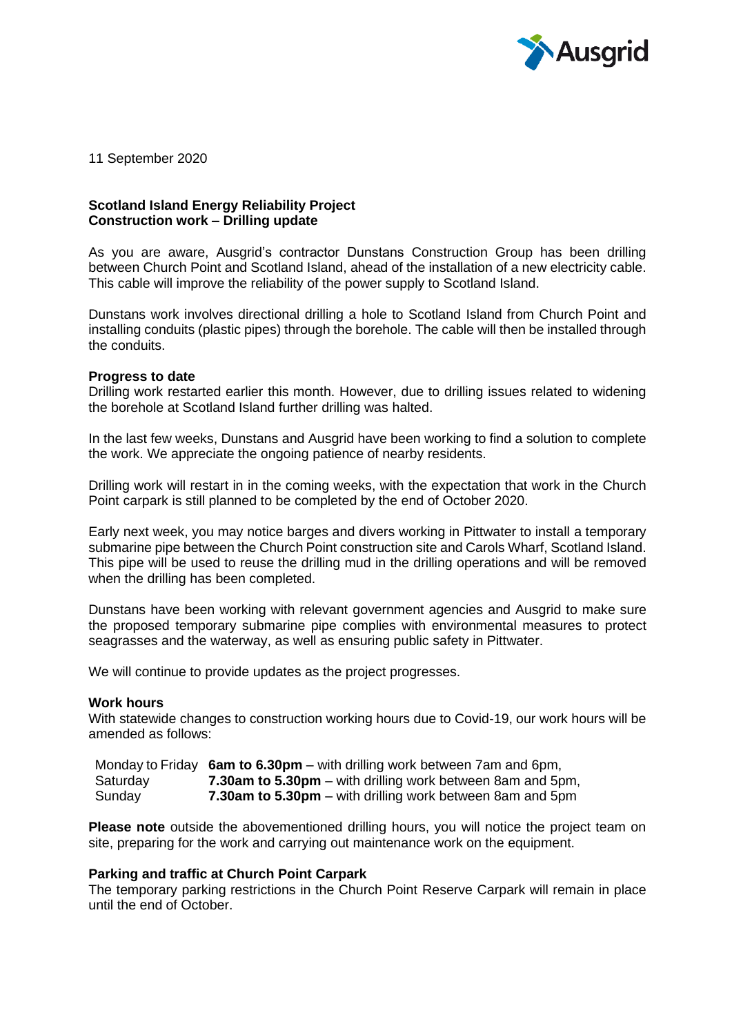Ausgrid

11 September 2020

**Scotland Island Energy Reliability Project**
**Construction work – Drilling update**

As you are aware, Ausgrid's contractor Dunstans Construction Group has been drilling between Church Point and Scotland Island, ahead of the installation of a new electricity cable. This cable will improve the reliability of the power supply to Scotland Island.

Dunstans work involves directional drilling a hole to Scotland Island from Church Point and installing conduits (plastic pipes) through the borehole. The cable will then be installed through the conduits.

**Progress to date**

Drilling work restarted earlier this month. However, due to drilling issues related to widening the borehole at Scotland Island further drilling was halted.

In the last few weeks, Dunstans and Ausgrid have been working to find a solution to complete the work. We appreciate the ongoing patience of nearby residents.

Drilling work will restart in in the coming weeks, with the expectation that work in the Church Point carpark is still planned to be completed by the end of October 2020.

Early next week, you may notice barges and divers working in Pittwater to install a temporary submarine pipe between the Church Point construction site and Carols Wharf, Scotland Island. This pipe will be used to reuse the drilling mud in the drilling operations and will be removed when the drilling has been completed.

Dunstans have been working with relevant government agencies and Ausgrid to make sure the proposed temporary submarine pipe complies with environmental measures to protect seagrasses and the waterway, as well as ensuring public safety in Pittwater.

We will continue to provide updates as the project progresses.

**Work hours**

With statewide changes to construction working hours due to Covid-19, our work hours will be amended as follows:

| | |
|---|---|
| Monday to Friday | **6am to 6.30pm** – with drilling work between 7am and 6pm, |
| Saturday | **7.30am to 5.30pm** – with drilling work between 8am and 5pm, |
| Sunday | **7.30am to 5.30pm** – with drilling work between 8am and 5pm |

**Please note** outside the abovementioned drilling hours, you will notice the project team on site, preparing for the work and carrying out maintenance work on the equipment.

**Parking and traffic at Church Point Carpark**

The temporary parking restrictions in the Church Point Reserve Carpark will remain in place until the end of October.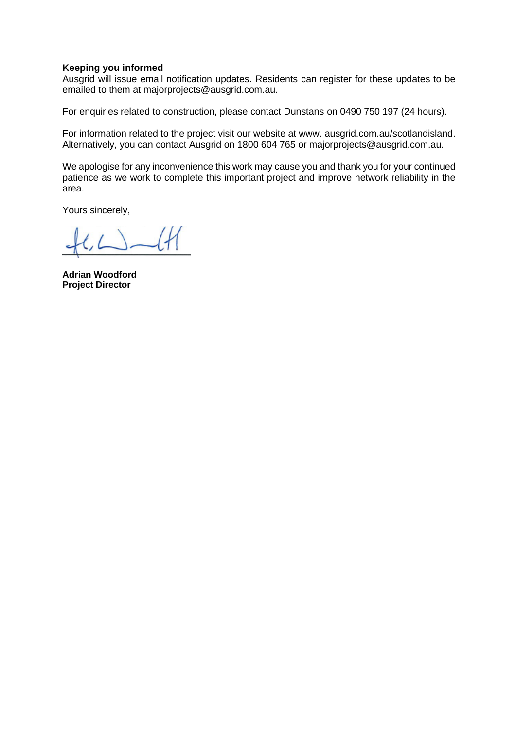**Keeping you informed**

Ausgrid will issue email notification updates. Residents can register for these updates to be emailed to them at majorprojects@ausgrid.com.au.

For enquiries related to construction, please contact Dunstans on 0490 750 197 (24 hours).

For information related to the project visit our website at www. ausgrid.com.au/scotlandisland. Alternatively, you can contact Ausgrid on 1800 604 765 or majorprojects@ausgrid.com.au.

We apologise for any inconvenience this work may cause you and thank you for your continued patience as we work to complete this important project and improve network reliability in the area.

Yours sincerely,

**Adrian Woodford**
**Project Director**